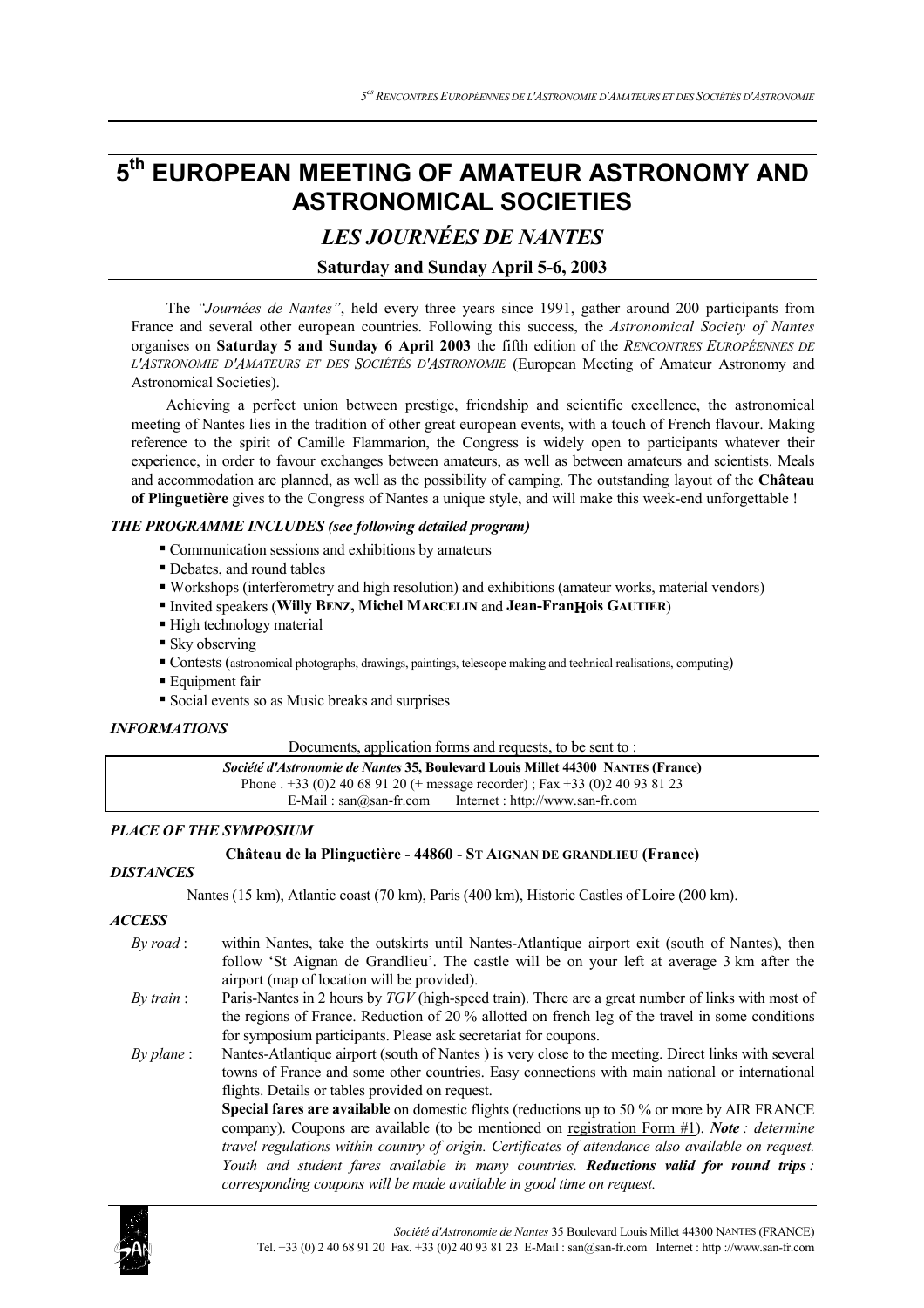# 5th EUROPEAN MEETING OF AMATEUR ASTRONOMY AND ASTRONOMICAL SOCIETIES

## *LES JOURNÉES DE NANTES*

### Saturday and Sunday April 5-6, 2003

The *"Journées de Nantes"*, held every three years since 1991, gather around 200 participants from France and several other european countries. Following this success, the *Astronomical Society of Nantes* organises on **Saturday 5 and Sunday 6 April 2003** the fifth edition of the *RENCONTRES EUROPÉENNES DE L'ASTRONOMIE D'AMATEURS ET DES SOCIÉTÉS D'ASTRONOMIE* (European Meeting of Amateur Astronomy and Astronomical Societies).

Achieving a perfect union between prestige, friendship and scientific excellence, the astronomical meeting of Nantes lies in the tradition of other great european events, with a touch of French flavour. Making reference to the spirit of Camille Flammarion, the Congress is widely open to participants whatever their experience, in order to favour exchanges between amateurs, as well as between amateurs and scientists. Meals and accommodation are planned, as well as the possibility of camping. The outstanding layout of the **Château of Plinguetière** gives to the Congress of Nantes a unique style, and will make this week-end unforgettable !

***THE PROGRAMME INCLUDES (see following detailed program)***

- Communication sessions and exhibitions by amateurs
- Debates, and round tables
- Workshops (interferometry and high resolution) and exhibitions (amateur works, material vendors)
- Invited speakers (**Willy BENZ, Michel MARCELIN** and **Jean-FranĦois GAUTIER**)
- High technology material
- Sky observing
- Contests (astronomical photographs, drawings, paintings, telescope making and technical realisations, computing)
- Equipment fair
- Social events so as Music breaks and surprises

***INFORMATIONS***

Documents, application forms and requests, to be sent to :

***Société d'Astronomie de Nantes* 35, Boulevard Louis Millet 44300 NANTES (France)**
Phone . +33 (0)2 40 68 91 20 (+ message recorder) ; Fax +33 (0)2 40 93 81 23
E-Mail : san@san-fr.com Internet : http://www.san-fr.com

***PLACE OF THE SYMPOSIUM***

**Château de la Plinguetière - 44860 - ST AIGNAN DE GRANDLIEU (France)**

***DISTANCES***

Nantes (15 km), Atlantic coast (70 km), Paris (400 km), Historic Castles of Loire (200 km).

***ACCESS***

*By road* : within Nantes, take the outskirts until Nantes-Atlantique airport exit (south of Nantes), then follow 'St Aignan de Grandlieu'. The castle will be on your left at average 3 km after the airport (map of location will be provided).

*By train* : Paris-Nantes in 2 hours by *TGV* (high-speed train). There are a great number of links with most of the regions of France. Reduction of 20 % allotted on french leg of the travel in some conditions for symposium participants. Please ask secretariat for coupons.

*By plane* : Nantes-Atlantique airport (south of Nantes ) is very close to the meeting. Direct links with several towns of France and some other countries. Easy connections with main national or international flights. Details or tables provided on request.
**Special fares are available** on domestic flights (reductions up to 50 % or more by AIR FRANCE company). Coupons are available (to be mentioned on registration Form #1). ***Note*** *: determine travel regulations within country of origin. Certificates of attendance also available on request. Youth and student fares available in many countries.* ***Reductions valid for round trips*** *: corresponding coupons will be made available in good time on request.*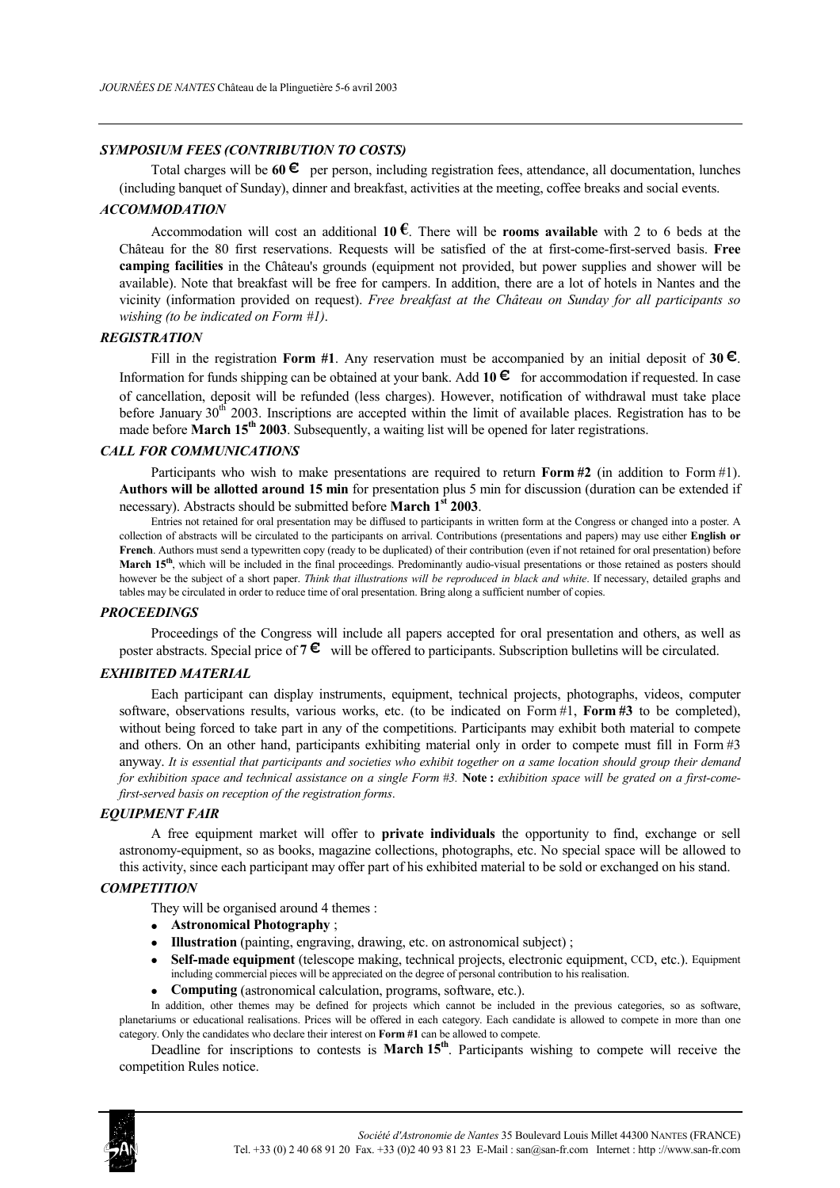### *SYMPOSIUM FEES (CONTRIBUTION TO COSTS)*

Total charges will be **60 €** per person, including registration fees, attendance, all documentation, lunches (including banquet of Sunday), dinner and breakfast, activities at the meeting, coffee breaks and social events.

### *ACCOMMODATION*

Accommodation will cost an additional **10 €**. There will be **rooms available** with 2 to 6 beds at the Château for the 80 first reservations. Requests will be satisfied of the at first-come-first-served basis. **Free camping facilities** in the Château's grounds (equipment not provided, but power supplies and shower will be available). Note that breakfast will be free for campers. In addition, there are a lot of hotels in Nantes and the vicinity (information provided on request). *Free breakfast at the Château on Sunday for all participants so wishing (to be indicated on Form #1).*

### *REGISTRATION*

Fill in the registration **Form #1**. Any reservation must be accompanied by an initial deposit of **30 €**. Information for funds shipping can be obtained at your bank. Add **10 €** for accommodation if requested. In case of cancellation, deposit will be refunded (less charges). However, notification of withdrawal must take place before January 30th 2003. Inscriptions are accepted within the limit of available places. Registration has to be made before **March 15th 2003**. Subsequently, a waiting list will be opened for later registrations.

### *CALL FOR COMMUNICATIONS*

Participants who wish to make presentations are required to return **Form #2** (in addition to Form #1). **Authors will be allotted around 15 min** for presentation plus 5 min for discussion (duration can be extended if necessary). Abstracts should be submitted before **March 1st 2003**.

Entries not retained for oral presentation may be diffused to participants in written form at the Congress or changed into a poster. A collection of abstracts will be circulated to the participants on arrival. Contributions (presentations and papers) may use either **English or French**. Authors must send a typewritten copy (ready to be duplicated) of their contribution (even if not retained for oral presentation) before **March 15th**, which will be included in the final proceedings. Predominantly audio-visual presentations or those retained as posters should however be the subject of a short paper. *Think that illustrations will be reproduced in black and white*. If necessary, detailed graphs and tables may be circulated in order to reduce time of oral presentation. Bring along a sufficient number of copies.

### *PROCEEDINGS*

Proceedings of the Congress will include all papers accepted for oral presentation and others, as well as poster abstracts. Special price of **7 €** will be offered to participants. Subscription bulletins will be circulated.

### *EXHIBITED MATERIAL*

Each participant can display instruments, equipment, technical projects, photographs, videos, computer software, observations results, various works, etc. (to be indicated on Form #1, **Form #3** to be completed), without being forced to take part in any of the competitions. Participants may exhibit both material to compete and others. On an other hand, participants exhibiting material only in order to compete must fill in Form #3 anyway. *It is essential that participants and societies who exhibit together on a same location should group their demand for exhibition space and technical assistance on a single Form #3.* **Note :** *exhibition space will be grated on a first-come-first-served basis on reception of the registration forms*.

### *EQUIPMENT FAIR*

A free equipment market will offer to **private individuals** the opportunity to find, exchange or sell astronomy-equipment, so as books, magazine collections, photographs, etc. No special space will be allowed to this activity, since each participant may offer part of his exhibited material to be sold or exchanged on his stand.

### *COMPETITION*

They will be organised around 4 themes :

- **Astronomical Photography** ;
- **Illustration** (painting, engraving, drawing, etc. on astronomical subject) ;
- **Self-made equipment** (telescope making, technical projects, electronic equipment, CCD, etc.). Equipment including commercial pieces will be appreciated on the degree of personal contribution to his realisation.
- **Computing** (astronomical calculation, programs, software, etc.).

In addition, other themes may be defined for projects which cannot be included in the previous categories, so as software, planetariums or educational realisations. Prices will be offered in each category. Each candidate is allowed to compete in more than one category. Only the candidates who declare their interest on **Form #1** can be allowed to compete.

Deadline for inscriptions to contests is **March 15th**. Participants wishing to compete will receive the competition Rules notice.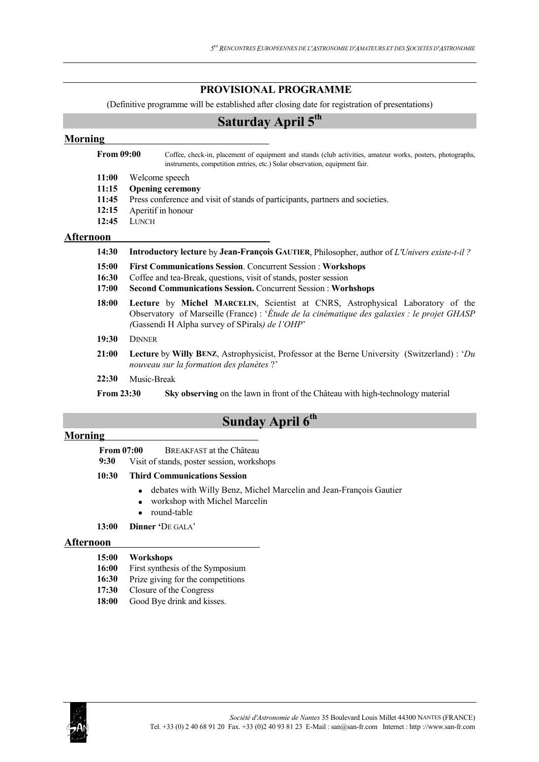## PROVISIONAL PROGRAMME

(Definitive programme will be established after closing date for registration of presentations)

# Saturday April 5th

### Morning

**From 09:00** Coffee, check-in, placement of equipment and stands (club activities, amateur works, posters, photographs, instruments, competition entries, etc.) Solar observation, equipment fair.

**11:00** Welcome speech
**11:15** **Opening ceremony**
**11:45** Press conference and visit of stands of participants, partners and societies.
**12:15** Aperitif in honour
**12:45** LUNCH

### Afternoon

**14:30** **Introductory lecture** by **Jean-François GAUTIER**, Philosopher, author of *L'Univers existe-t-il ?*

**15:00** **First Communications Session**. Concurrent Session : **Workshops**
**16:30** Coffee and tea-Break, questions, visit of stands, poster session
**17:00** **Second Communications Session.** Concurrent Session : **Worhshops**

**18:00** **Lecture** by **Michel MARCELIN**, Scientist at CNRS, Astrophysical Laboratory of the Observatory of Marseille (France) : '*Étude de la cinématique des galaxies : le projet GHASP (*Gassendi H Alpha survey of SPirals*) de l'OHP*'

**19:30** DINNER

**21:00** **Lecture** by **Willy BENZ**, Astrophysicist, Professor at the Berne University (Switzerland) : '*Du nouveau sur la formation des planètes* ?'

**22:30** Music-Break

**From 23:30** **Sky observing** on the lawn in front of the Château with high-technology material

# Sunday April 6th

### Morning

**From 07:00** BREAKFAST at the Château
**9:30** Visit of stands, poster session, workshops

**10:30** **Third Communications Session**

- debates with Willy Benz, Michel Marcelin and Jean-François Gautier
- workshop with Michel Marcelin
- round-table

**13:00** **Dinner 'DE GALA'**

### Afternoon

**15:00** **Workshops**
**16:00** First synthesis of the Symposium
**16:30** Prize giving for the competitions
**17:30** Closure of the Congress
**18:00** Good Bye drink and kisses.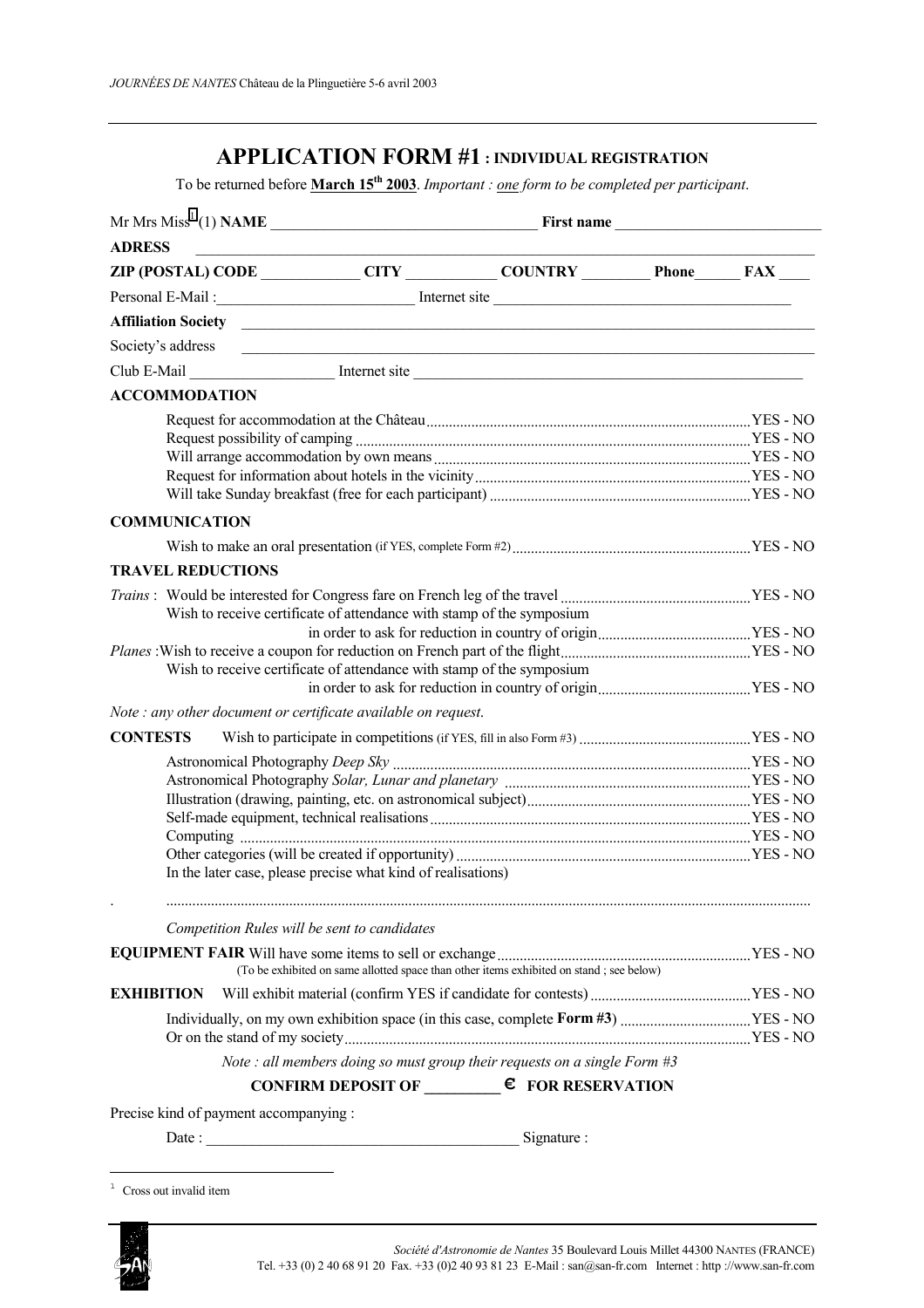# APPLICATION FORM #1 : INDIVIDUAL REGISTRATION

To be returned before **March 15th 2003**. *Important : one form to be completed per participant*.

Mr Mrs Miss[1] (1) **NAME** ________________________ **First name** ____________________

**ADRESS** ____________________________________________________________

**ZIP (POSTAL) CODE** __________ **CITY** __________ **COUNTRY** ________ **Phone** ______ **FAX** ____

Personal E-Mail :____________________ Internet site ______________________________

**Affiliation Society** ____________________________________________________

Society's address ____________________________________________________

Club E-Mail ______________ Internet site ______________________________________

**ACCOMMODATION**

- Request for accommodation at the Château ........................................ YES - NO
- Request possibility of camping ........................................ YES - NO
- Will arrange accommodation by own means ........................................ YES - NO
- Request for information about hotels in the vicinity ........................................ YES - NO
- Will take Sunday breakfast (free for each participant) ........................................ YES - NO

**COMMUNICATION**

- Wish to make an oral presentation (if YES, complete Form #2) ........................................ YES - NO

**TRAVEL REDUCTIONS**

*Trains* : Would be interested for Congress fare on French leg of the travel ........................................ YES - NO
Wish to receive certificate of attendance with stamp of the symposium in order to ask for reduction in country of origin ........................................ YES - NO

*Planes* : Wish to receive a coupon for reduction on French part of the flight ........................................ YES - NO
Wish to receive certificate of attendance with stamp of the symposium in order to ask for reduction in country of origin ........................................ YES - NO

*Note : any other document or certificate available on request.*

**CONTESTS** Wish to participate in competitions (if YES, fill in also Form #3) ........................................ YES - NO

- Astronomical Photography *Deep Sky* ........................................ YES - NO
- Astronomical Photography *Solar, Lunar and planetary* ........................................ YES - NO
- Illustration (drawing, painting, etc. on astronomical subject) ........................................ YES - NO
- Self-made equipment, technical realisations ........................................ YES - NO
- Computing ........................................ YES - NO
- Other categories (will be created if opportunity) ........................................ YES - NO

In the later case, please precise what kind of realisations)

. ........................................................................................................................

*Competition Rules will be sent to candidates*

**EQUIPMENT FAIR** Will have some items to sell or exchange ........................................ YES - NO
(To be exhibited on same allotted space than other items exhibited on stand ; see below)

**EXHIBITION** Will exhibit material (confirm YES if candidate for contests) ........................................ YES - NO

- Individually, on my own exhibition space (in this case, complete **Form #3**) ........................................ YES - NO
- Or on the stand of my society ........................................ YES - NO

*Note : all members doing so must group their requests on a single Form #3*

**CONFIRM DEPOSIT OF _________ € FOR RESERVATION**

Precise kind of payment accompanying :

Date : ______________________________ Signature :

[1] Cross out invalid item

*Société d'Astronomie de Nantes* 35 Boulevard Louis Millet 44300 NANTES (FRANCE)
Tel. +33 (0) 2 40 68 91 20 Fax. +33 (0)2 40 93 81 23 E-Mail : san@san-fr.com Internet : http ://www.san-fr.com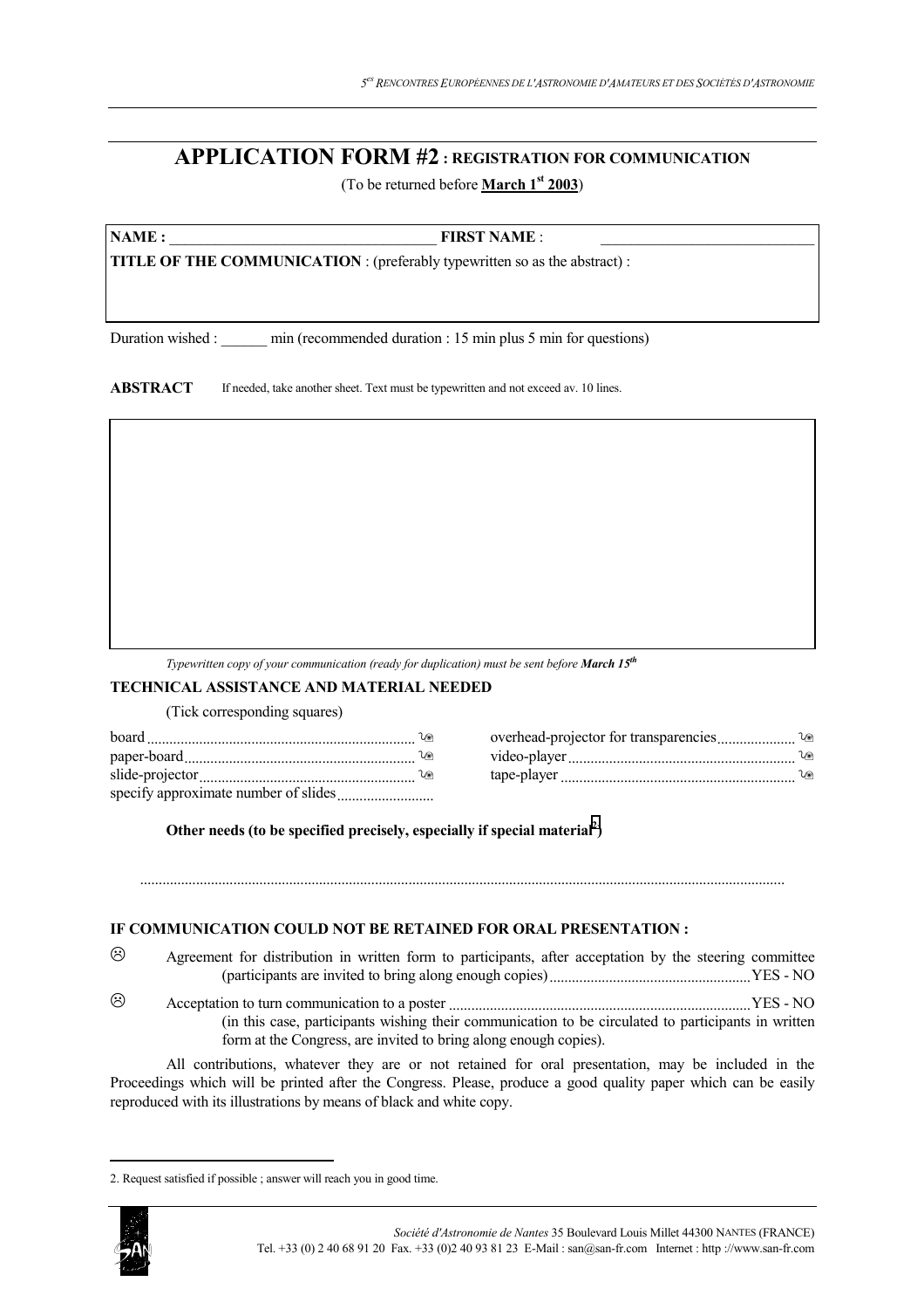# APPLICATION FORM #2 : REGISTRATION FOR COMMUNICATION

(To be returned before **March 1st 2003**)

**NAME :** ___________________________________ **FIRST NAME** : ____________________________

**TITLE OF THE COMMUNICATION** : (preferably typewritten so as the abstract) :

Duration wished : ______ min (recommended duration : 15 min plus 5 min for questions)

**ABSTRACT** If needed, take another sheet. Text must be typewritten and not exceed av. 10 lines.

*Typewritten copy of your communication (ready for duplication) must be sent before **March 15th***

**TECHNICAL ASSISTANCE AND MATERIAL NEEDED**

(Tick corresponding squares)

board ........................................................................ ☐

paper-board ............................................................. ☐

slide-projector ......................................................... ☐

specify approximate number of slides .........................

overhead-projector for transparencies .................... ☐

video-player ............................................................ ☐

tape-player .............................................................. ☐

**Other needs (to be specified precisely, especially if special material[2])**

.......................................................................................................................................................................

**IF COMMUNICATION COULD NOT BE RETAINED FOR ORAL PRESENTATION :**

- Agreement for distribution in written form to participants, after acceptation by the steering committee (participants are invited to bring along enough copies) ..................................................... YES - NO
- Acceptation to turn communication to a poster ................................................................................ YES - NO
  (in this case, participants wishing their communication to be circulated to participants in written form at the Congress, are invited to bring along enough copies).

All contributions, whatever they are or not retained for oral presentation, may be included in the Proceedings which will be printed after the Congress. Please, produce a good quality paper which can be easily reproduced with its illustrations by means of black and white copy.

---

2. Request satisfied if possible ; answer will reach you in good time.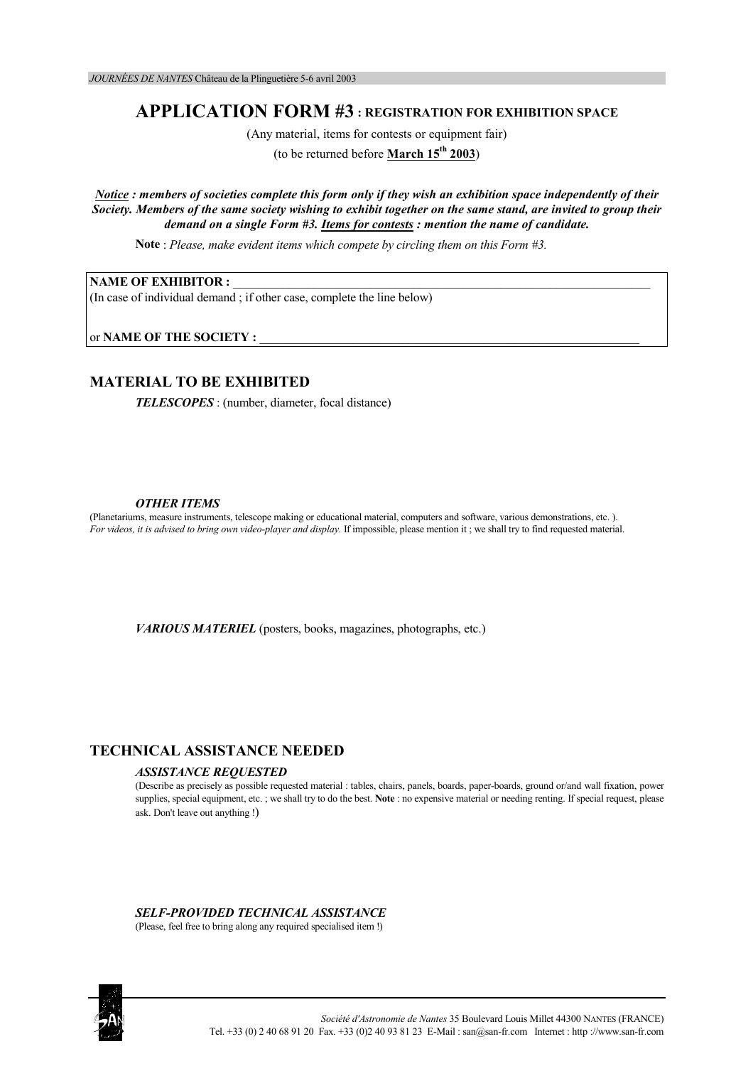# APPLICATION FORM #3 : REGISTRATION FOR EXHIBITION SPACE

(Any material, items for contests or equipment fair)

(to be returned before **March 15th 2003**)

***Notice : members of societies complete this form only if they wish an exhibition space independently of their Society. Members of the same society wishing to exhibit together on the same stand, are invited to group their demand on a single Form #3. Items for contests : mention the name of candidate.***

**Note** : *Please, make evident items which compete by circling them on this Form #3.*

**NAME OF EXHIBITOR :** ____________________________________________

(In case of individual demand ; if other case, complete the line below)

or **NAME OF THE SOCIETY :** ____________________________________________

## MATERIAL TO BE EXHIBITED

***TELESCOPES*** : (number, diameter, focal distance)

***OTHER ITEMS***

(Planetariums, measure instruments, telescope making or educational material, computers and software, various demonstrations, etc. ).
*For videos, it is advised to bring own video-player and display.* If impossible, please mention it ; we shall try to find requested material.

***VARIOUS MATERIEL*** (posters, books, magazines, photographs, etc.)

## TECHNICAL ASSISTANCE NEEDED

***ASSISTANCE REQUESTED***

(Describe as precisely as possible requested material : tables, chairs, panels, boards, paper-boards, ground or/and wall fixation, power supplies, special equipment, etc. ; we shall try to do the best. **Note** : no expensive material or needing renting. If special request, please ask. Don't leave out anything !)

***SELF-PROVIDED TECHNICAL ASSISTANCE***

(Please, feel free to bring along any required specialised item !)